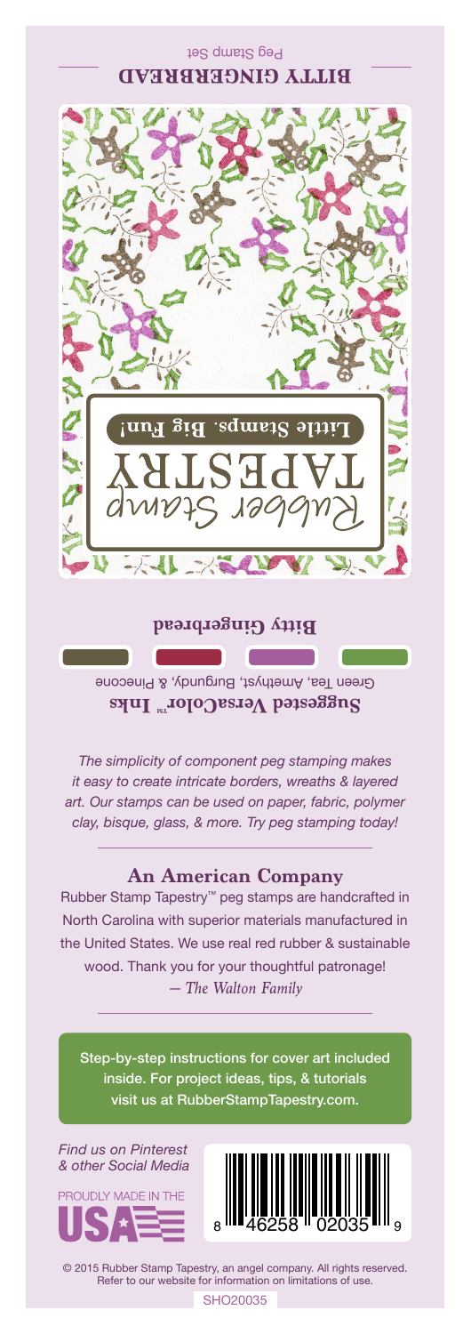Peg Stamp Set

**BITTY GINGERBREAD**

Rubber Stamp TAPESTRY

**Little Stamps. Big Fun!**

**Bitty Gingerbread**

**Suggested VersaColor™ Inks**

Green Tea, Amethyst, Burgundy, & Pinecone

*The simplicity of component peg stamping makes it easy to create intricate borders, wreaths & layered art. Our stamps can be used on paper, fabric, polymer clay, bisque, glass, & more. Try peg stamping today!*

## An American Company

Rubber Stamp Tapestry™ peg stamps are handcrafted in North Carolina with superior materials manufactured in the United States. We use real red rubber & sustainable wood. Thank you for your thoughtful patronage!
*— The Walton Family*

Step-by-step instructions for cover art included inside. For project ideas, tips, & tutorials visit us at RubberStampTapestry.com.

*Find us on Pinterest & other Social Media*

PROUDLY MADE IN THE USA

8 46258 02035 9

© 2015 Rubber Stamp Tapestry, an angel company. All rights reserved. Refer to our website for information on limitations of use.

SHO20035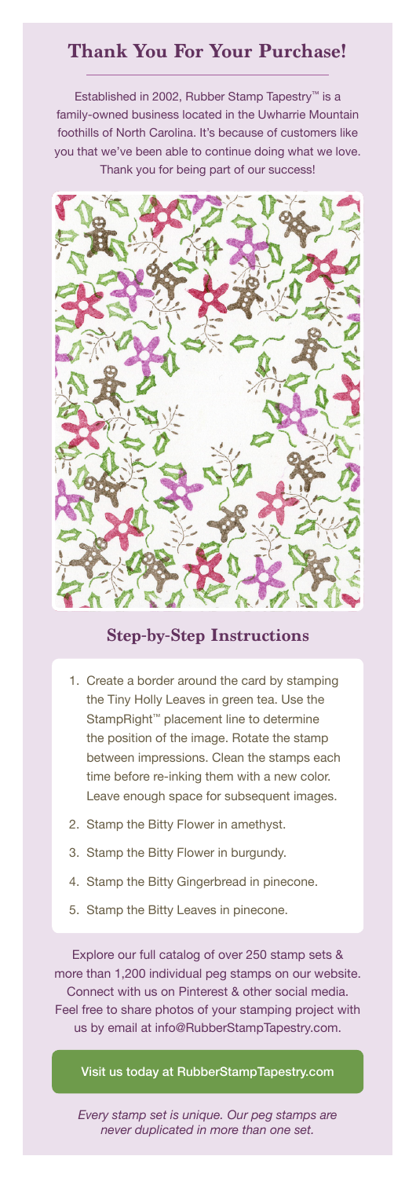## Thank You For Your Purchase!

Established in 2002, Rubber Stamp Tapestry™ is a family-owned business located in the Uwharrie Mountain foothills of North Carolina. It's because of customers like you that we've been able to continue doing what we love. Thank you for being part of our success!

## Step-by-Step Instructions

1. Create a border around the card by stamping the Tiny Holly Leaves in green tea. Use the StampRight™ placement line to determine the position of the image. Rotate the stamp between impressions. Clean the stamps each time before re-inking them with a new color. Leave enough space for subsequent images.
2. Stamp the Bitty Flower in amethyst.
3. Stamp the Bitty Flower in burgundy.
4. Stamp the Bitty Gingerbread in pinecone.
5. Stamp the Bitty Leaves in pinecone.

Explore our full catalog of over 250 stamp sets & more than 1,200 individual peg stamps on our website. Connect with us on Pinterest & other social media. Feel free to share photos of your stamping project with us by email at info@RubberStampTapestry.com.

Visit us today at RubberStampTapestry.com

*Every stamp set is unique. Our peg stamps are never duplicated in more than one set.*